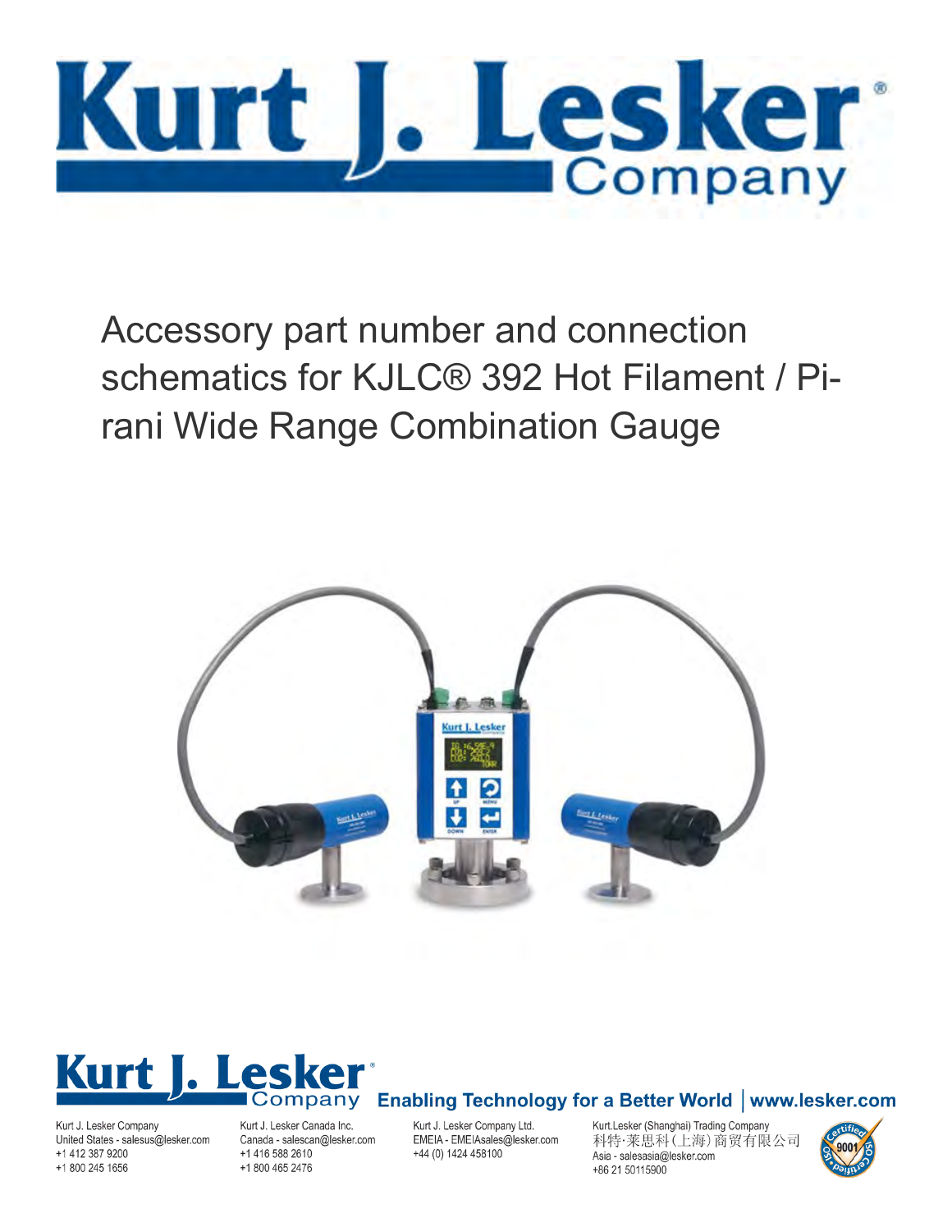# Kurt J. Lesker Company

Accessory part number and connection schematics for KJLC® 392 Hot Filament / Pirani Wide Range Combination Gauge

Enabling Technology for a Better World | www.lesker.com

Kurt J. Lesker Company
United States - salesus@lesker.com
+1 412 387 9200
+1 800 245 1656

Kurt J. Lesker Canada Inc.
Canada - salescan@lesker.com
+1 416 588 2610
+1 800 465 2476

Kurt J. Lesker Company Ltd.
EMEIA - EMEIAsales@lesker.com
+44 (0) 1424 458100

Kurt.Lesker (Shanghai) Trading Company
科特·莱思科(上海)商贸有限公司
Asia - salesasia@lesker.com
+86 21 50115900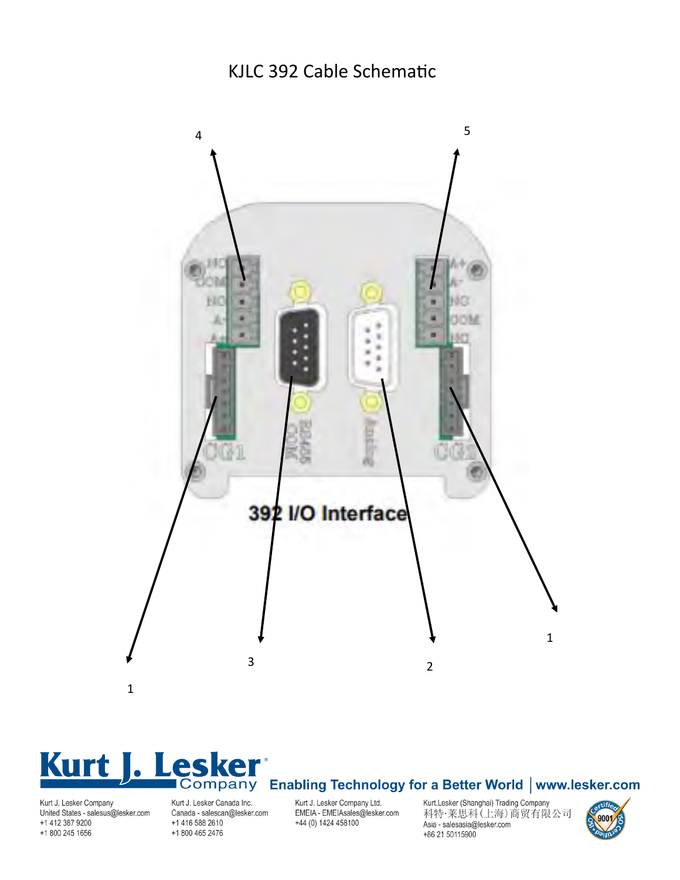# KJLC 392 Cable Schematic

4

5

392 I/O Interface

1

3

2

1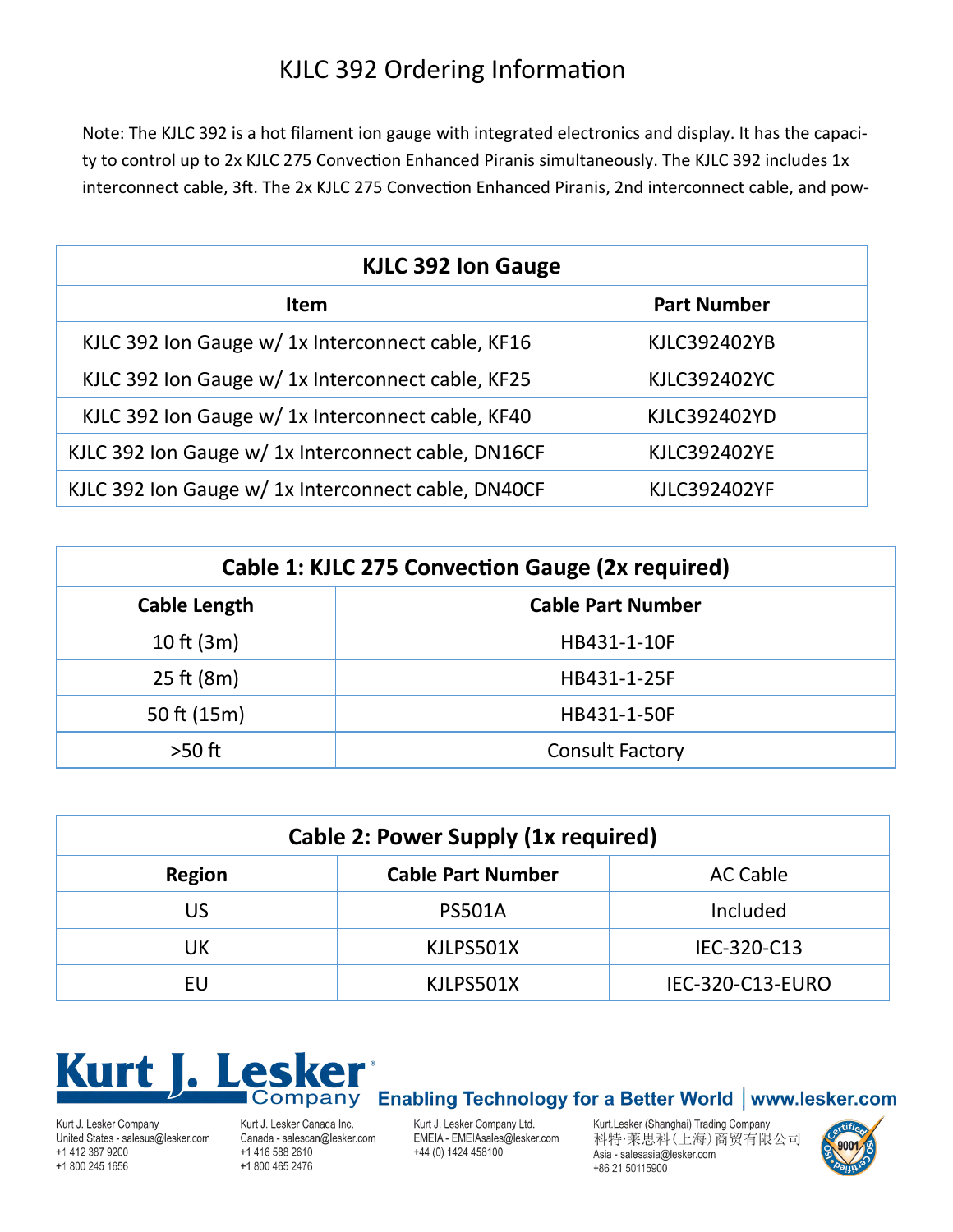# KJLC 392 Ordering Information

Note: The KJLC 392 is a hot filament ion gauge with integrated electronics and display. It has the capacity to control up to 2x KJLC 275 Convection Enhanced Piranis simultaneously. The KJLC 392 includes 1x interconnect cable, 3ft. The 2x KJLC 275 Convection Enhanced Piranis, 2nd interconnect cable, and pow-

| KJLC 392 Ion Gauge | |
|---|---|
| **Item** | **Part Number** |
| KJLC 392 Ion Gauge w/ 1x Interconnect cable, KF16 | KJLC392402YB |
| KJLC 392 Ion Gauge w/ 1x Interconnect cable, KF25 | KJLC392402YC |
| KJLC 392 Ion Gauge w/ 1x Interconnect cable, KF40 | KJLC392402YD |
| KJLC 392 Ion Gauge w/ 1x Interconnect cable, DN16CF | KJLC392402YE |
| KJLC 392 Ion Gauge w/ 1x Interconnect cable, DN40CF | KJLC392402YF |

| Cable 1: KJLC 275 Convection Gauge (2x required) | |
|---|---|
| **Cable Length** | **Cable Part Number** |
| 10 ft (3m) | HB431-1-10F |
| 25 ft (8m) | HB431-1-25F |
| 50 ft (15m) | HB431-1-50F |
| >50 ft | Consult Factory |

| Cable 2: Power Supply (1x required) | | |
|---|---|---|
| **Region** | **Cable Part Number** | AC Cable |
| US | PS501A | Included |
| UK | KJLPS501X | IEC-320-C13 |
| EU | KJLPS501X | IEC-320-C13-EURO |

**Kurt J. Lesker Company** — Enabling Technology for a Better World | www.lesker.com

Kurt J. Lesker Company
United States - salesus@lesker.com
+1 412 387 9200
+1 800 245 1656

Kurt J. Lesker Canada Inc.
Canada - salescan@lesker.com
+1 416 588 2610
+1 800 465 2476

Kurt J. Lesker Company Ltd.
EMEIA - EMEIAsales@lesker.com
+44 (0) 1424 458100

Kurt.Lesker (Shanghai) Trading Company
科特·莱思科(上海)商贸有限公司
Asia - salesasia@lesker.com
+86 21 50115900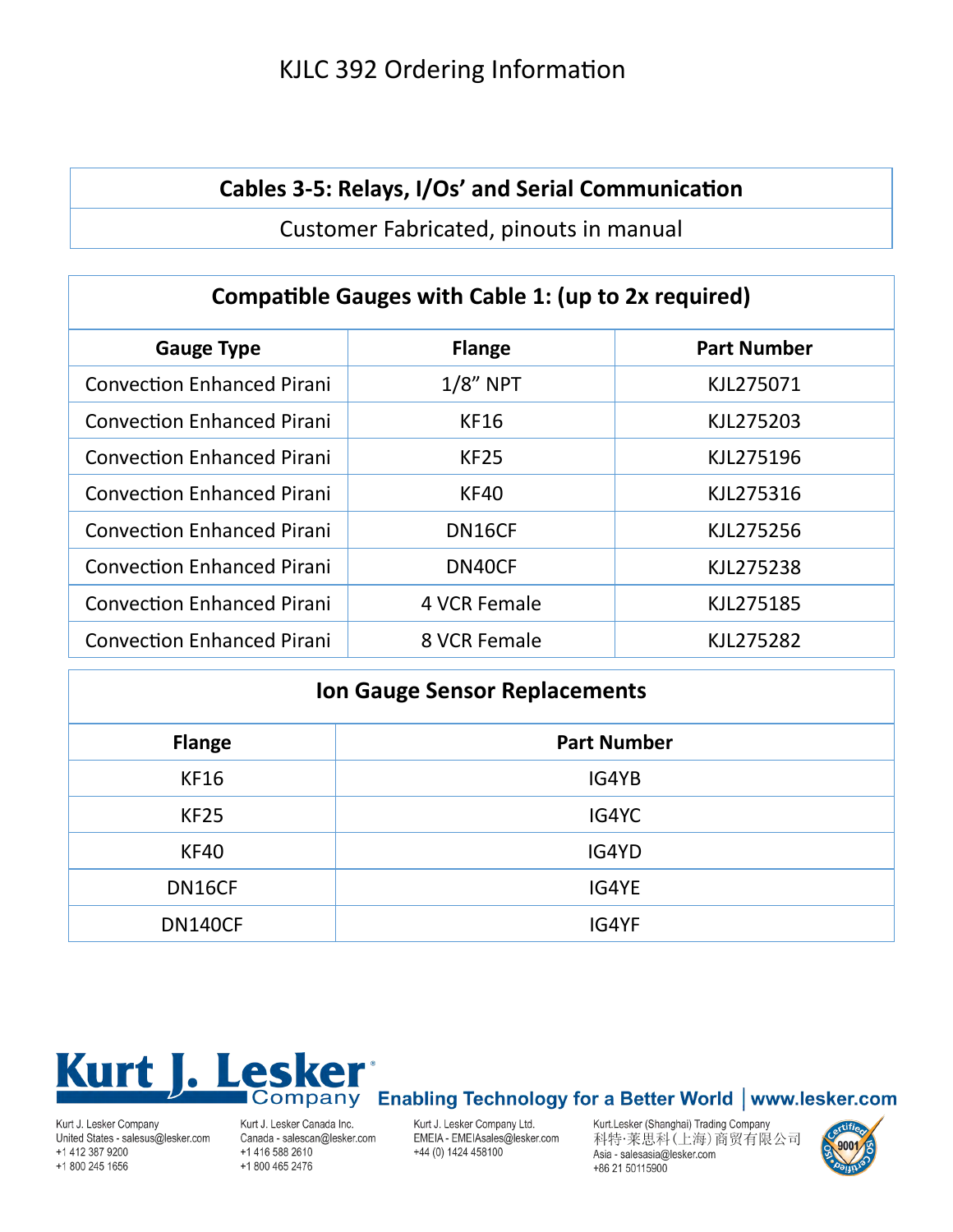# KJLC 392 Ordering Information

| Cables 3-5: Relays, I/Os' and Serial Communication |
|---|
| Customer Fabricated, pinouts in manual |

| Compatible Gauges with Cable 1: (up to 2x required) | | |
|---|---|---|
| **Gauge Type** | **Flange** | **Part Number** |
| Convection Enhanced Pirani | 1/8" NPT | KJL275071 |
| Convection Enhanced Pirani | KF16 | KJL275203 |
| Convection Enhanced Pirani | KF25 | KJL275196 |
| Convection Enhanced Pirani | KF40 | KJL275316 |
| Convection Enhanced Pirani | DN16CF | KJL275256 |
| Convection Enhanced Pirani | DN40CF | KJL275238 |
| Convection Enhanced Pirani | 4 VCR Female | KJL275185 |
| Convection Enhanced Pirani | 8 VCR Female | KJL275282 |

| Ion Gauge Sensor Replacements | |
|---|---|
| **Flange** | **Part Number** |
| KF16 | IG4YB |
| KF25 | IG4YC |
| KF40 | IG4YD |
| DN16CF | IG4YE |
| DN140CF | IG4YF |

Kurt J. Lesker Company — Enabling Technology for a Better World | www.lesker.com

Kurt J. Lesker Company
United States - salesus@lesker.com
+1 412 387 9200
+1 800 245 1656

Kurt J. Lesker Canada Inc.
Canada - salescan@lesker.com
+1 416 588 2610
+1 800 465 2476

Kurt J. Lesker Company Ltd.
EMEIA - EMEIAsales@lesker.com
+44 (0) 1424 458100

Kurt.Lesker (Shanghai) Trading Company
科特·莱思科(上海)商贸有限公司
Asia - salesasia@lesker.com
+86 21 50115900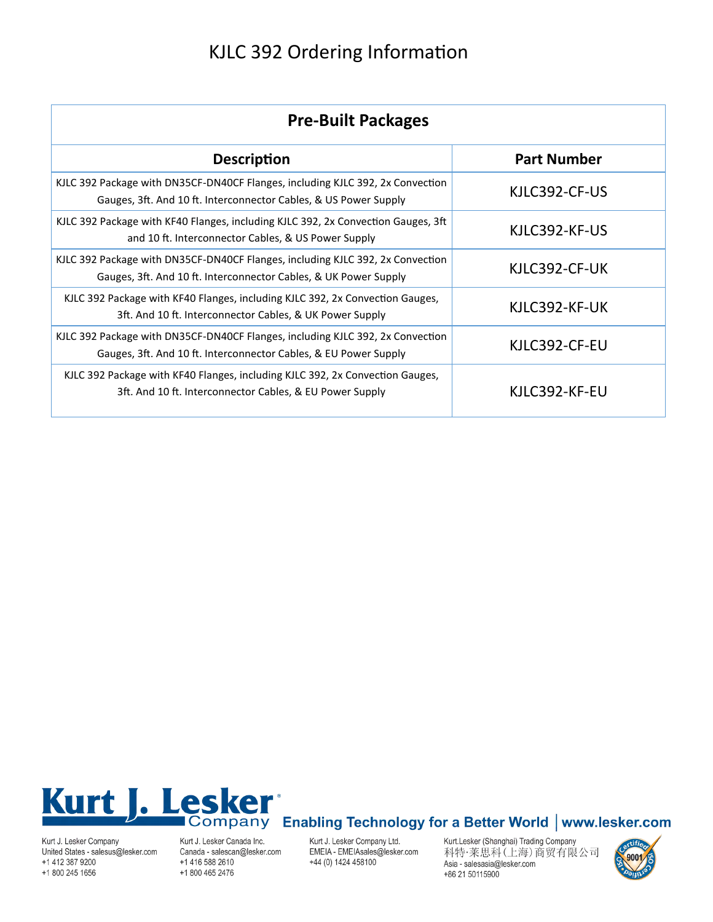# KJLC 392 Ordering Information

| Pre-Built Packages | |
|---|---|
| **Description** | **Part Number** |
| KJLC 392 Package with DN35CF-DN40CF Flanges, including KJLC 392, 2x Convection Gauges, 3ft. And 10 ft. Interconnector Cables, & US Power Supply | KJLC392-CF-US |
| KJLC 392 Package with KF40 Flanges, including KJLC 392, 2x Convection Gauges, 3ft and 10 ft. Interconnector Cables, & US Power Supply | KJLC392-KF-US |
| KJLC 392 Package with DN35CF-DN40CF Flanges, including KJLC 392, 2x Convection Gauges, 3ft. And 10 ft. Interconnector Cables, & UK Power Supply | KJLC392-CF-UK |
| KJLC 392 Package with KF40 Flanges, including KJLC 392, 2x Convection Gauges, 3ft. And 10 ft. Interconnector Cables, & UK Power Supply | KJLC392-KF-UK |
| KJLC 392 Package with DN35CF-DN40CF Flanges, including KJLC 392, 2x Convection Gauges, 3ft. And 10 ft. Interconnector Cables, & EU Power Supply | KJLC392-CF-EU |
| KJLC 392 Package with KF40 Flanges, including KJLC 392, 2x Convection Gauges, 3ft. And 10 ft. Interconnector Cables, & EU Power Supply | KJLC392-KF-EU |

Kurt J. Lesker Company

Enabling Technology for a Better World | www.lesker.com

Kurt J. Lesker Company
United States - salesus@lesker.com
+1 412 387 9200
+1 800 245 1656

Kurt J. Lesker Canada Inc.
Canada - salescan@lesker.com
+1 416 588 2610
+1 800 465 2476

Kurt J. Lesker Company Ltd.
EMEIA - EMEIAsales@lesker.com
+44 (0) 1424 458100

Kurt.Lesker (Shanghai) Trading Company
科特·莱思科(上海)商贸有限公司
Asia - salesasia@lesker.com
+86 21 50115900